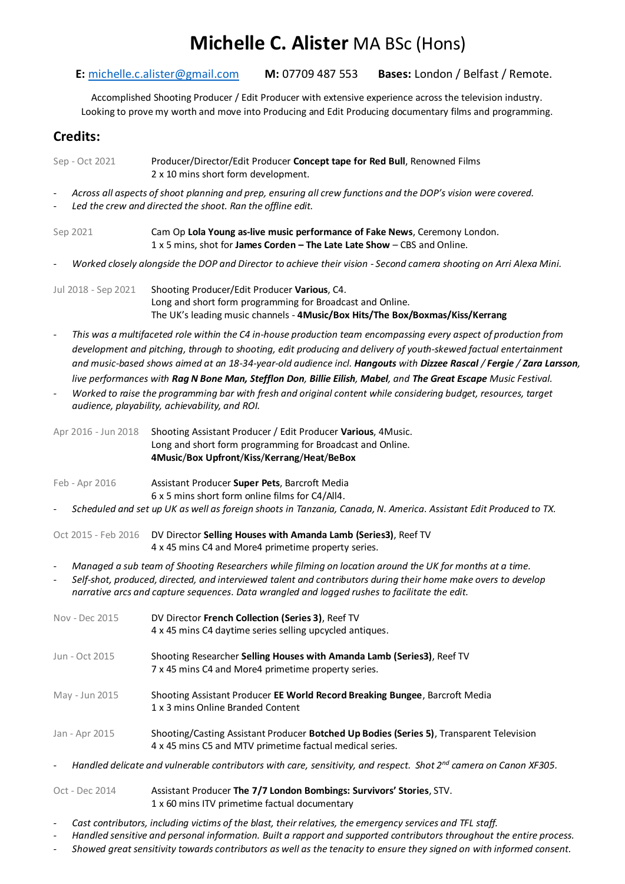# Michelle C. Alister MA BSc (Hons)

**E:** michelle.c.alister@gmail.com **M:** 07709 487 553 **Bases:** London / Belfast / Remote.

Accomplished Shooting Producer / Edit Producer with extensive experience across the television industry. Looking to prove my worth and move into Producing and Edit Producing documentary films and programming.

## Credits:

Sep - Oct 2021 — Producer/Director/Edit Producer **Concept tape for Red Bull**, Renowned Films
2 x 10 mins short form development.

- *Across all aspects of shoot planning and prep, ensuring all crew functions and the DOP's vision were covered.*
- *Led the crew and directed the shoot. Ran the offline edit.*

Sep 2021 — Cam Op **Lola Young as-live music performance of Fake News**, Ceremony London.
1 x 5 mins, shot for **James Corden – The Late Late Show** – CBS and Online.

- *Worked closely alongside the DOP and Director to achieve their vision - Second camera shooting on Arri Alexa Mini.*

Jul 2018 - Sep 2021 — Shooting Producer/Edit Producer **Various**, C4.
Long and short form programming for Broadcast and Online.
The UK's leading music channels - **4Music/Box Hits/The Box/Boxmas/Kiss/Kerrang**

- *This was a multifaceted role within the C4 in-house production team encompassing every aspect of production from development and pitching, through to shooting, edit producing and delivery of youth-skewed factual entertainment and music-based shows aimed at an 18-34-year-old audience incl.* ***Hangouts*** *with* ***Dizzee Rascal / Fergie / Zara Larsson****, live performances with* ***Rag N Bone Man, Stefflon Don, Billie Eilish, Mabel****, and* ***The Great Escape*** *Music Festival.*
- *Worked to raise the programming bar with fresh and original content while considering budget, resources, target audience, playability, achievability, and ROI.*

Apr 2016 - Jun 2018 — Shooting Assistant Producer / Edit Producer **Various**, 4Music.
Long and short form programming for Broadcast and Online.
**4Music/Box Upfront/Kiss/Kerrang/Heat/BeBox**

Feb - Apr 2016 — Assistant Producer **Super Pets**, Barcroft Media
6 x 5 mins short form online films for C4/All4.

- *Scheduled and set up UK as well as foreign shoots in Tanzania, Canada, N. America. Assistant Edit Produced to TX.*

Oct 2015 - Feb 2016 — DV Director **Selling Houses with Amanda Lamb (Series3)**, Reef TV
4 x 45 mins C4 and More4 primetime property series.

- *Managed a sub team of Shooting Researchers while filming on location around the UK for months at a time.*
- *Self-shot, produced, directed, and interviewed talent and contributors during their home make overs to develop narrative arcs and capture sequences. Data wrangled and logged rushes to facilitate the edit.*

Nov - Dec 2015 — DV Director **French Collection (Series 3)**, Reef TV
4 x 45 mins C4 daytime series selling upcycled antiques.

Jun - Oct 2015 — Shooting Researcher **Selling Houses with Amanda Lamb (Series3)**, Reef TV
7 x 45 mins C4 and More4 primetime property series.

May - Jun 2015 — Shooting Assistant Producer **EE World Record Breaking Bungee**, Barcroft Media
1 x 3 mins Online Branded Content

Jan - Apr 2015 — Shooting/Casting Assistant Producer **Botched Up Bodies (Series 5)**, Transparent Television
4 x 45 mins C5 and MTV primetime factual medical series.

- *Handled delicate and vulnerable contributors with care, sensitivity, and respect. Shot 2nd camera on Canon XF305.*

Oct - Dec 2014 — Assistant Producer **The 7/7 London Bombings: Survivors' Stories**, STV.
1 x 60 mins ITV primetime factual documentary

- *Cast contributors, including victims of the blast, their relatives, the emergency services and TFL staff.*
- *Handled sensitive and personal information. Built a rapport and supported contributors throughout the entire process.*
- *Showed great sensitivity towards contributors as well as the tenacity to ensure they signed on with informed consent.*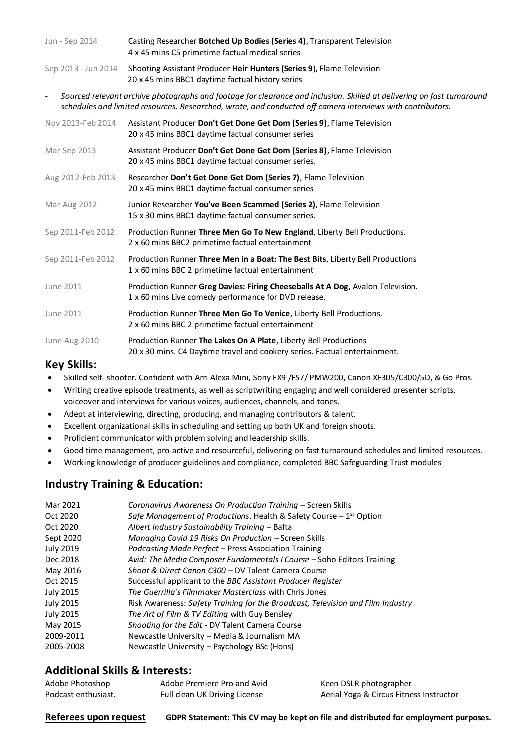Jun - Sep 2014 Casting Researcher **Botched Up Bodies (Series 4)**, Transparent Television
4 x 45 mins C5 primetime factual medical series

Sep 2013 - Jun 2014 Shooting Assistant Producer **Heir Hunters (Series 9**), Flame Television
20 x 45 mins BBC1 daytime factual history series

- *Sourced relevant archive photographs and footage for clearance and inclusion. Skilled at delivering on fast turnaround schedules and limited resources. Researched, wrote, and conducted off camera interviews with contributors.*

Nov 2013-Feb 2014 Assistant Producer **Don't Get Done Get Dom (Series 9)**, Flame Television
20 x 45 mins BBC1 daytime factual consumer series

Mar-Sep 2013 Assistant Producer **Don't Get Done Get Dom (Series 8)**, Flame Television
20 x 45 mins BBC1 daytime factual consumer series.

Aug 2012-Feb 2013 Researcher **Don't Get Done Get Dom (Series 7)**, Flame Television
20 x 45 mins BBC1 daytime factual consumer series

Mar-Aug 2012 Junior Researcher **You've Been Scammed (Series 2)**, Flame Television
15 x 30 mins BBC1 daytime factual consumer series.

Sep 2011-Feb 2012 Production Runner **Three Men Go To New England**, Liberty Bell Productions.
2 x 60 mins BBC2 primetime factual entertainment

Sep 2011-Feb 2012 Production Runner **Three Men in a Boat: The Best Bits**, Liberty Bell Productions
1 x 60 mins BBC 2 primetime factual entertainment

June 2011 Production Runner **Greg Davies: Firing Cheeseballs At A Dog**, Avalon Television.
1 x 60 mins Live comedy performance for DVD release.

June 2011 Production Runner **Three Men Go To Venice**, Liberty Bell Productions.
2 x 60 mins BBC 2 primetime factual entertainment

June-Aug 2010 Production Runner **The Lakes On A Plate**, Liberty Bell Productions
20 x 30 mins. C4 Daytime travel and cookery series. Factual entertainment.

## Key Skills:

- Skilled self- shooter. Confident with Arri Alexa Mini, Sony FX9 /FS7/ PMW200, Canon XF305/C300/5D, & Go Pros.
- Writing creative episode treatments, as well as scriptwriting engaging and well considered presenter scripts, voiceover and interviews for various voices, audiences, channels, and tones.
- Adept at interviewing, directing, producing, and managing contributors & talent.
- Excellent organizational skills in scheduling and setting up both UK and foreign shoots.
- Proficient communicator with problem solving and leadership skills.
- Good time management, pro-active and resourceful, delivering on fast turnaround schedules and limited resources.
- Working knowledge of producer guidelines and compliance, completed BBC Safeguarding Trust modules

## Industry Training & Education:

| | |
|---|---|
| Mar 2021 | *Coronavirus Awareness On Production Training* – Screen Skills |
| Oct 2020 | *Safe Management of Productions*. Health & Safety Course – 1st Option |
| Oct 2020 | *Albert Industry Sustainability Training* – Bafta |
| Sept 2020 | *Managing Covid 19 Risks On Production* – Screen Skills |
| July 2019 | *Podcasting Made Perfect* – Press Association Training |
| Dec 2018 | *Avid: The Media Composer Fundamentals I Course* – Soho Editors Training |
| May 2016 | *Shoot & Direct Canon C300* – DV Talent Camera Course |
| Oct 2015 | Successful applicant to the *BBC Assistant Producer Register* |
| July 2015 | *The Guerrilla's Filmmaker Masterclass* with Chris Jones |
| July 2015 | Risk Awareness: *Safety Training for the Broadcast, Television and Film Industry* |
| July 2015 | *The Art of Film & TV Editing* with Guy Bensley |
| May 2015 | *Shooting for the Edit* - DV Talent Camera Course |
| 2009-2011 | Newcastle University – Media & Journalism MA |
| 2005-2008 | Newcastle University – Psychology BSc (Hons) |

## Additional Skills & Interests:

| | | |
|---|---|---|
| Adobe Photoshop | Adobe Premiere Pro and Avid | Keen DSLR photographer |
| Podcast enthusiast. | Full clean UK Driving License | Aerial Yoga & Circus Fitness Instructor |

**Referees upon request** **GDPR Statement: This CV may be kept on file and distributed for employment purposes.**